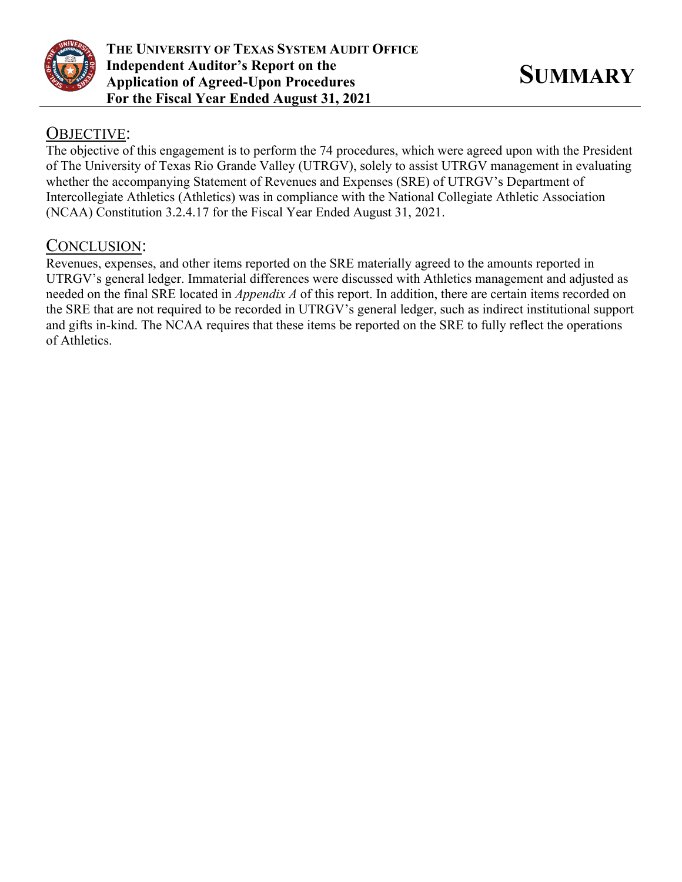**The University of Texas System Audit Office**
**Independent Auditor's Report on the Application of Agreed-Upon Procedures**
**For the Fiscal Year Ended August 31, 2021**

# SUMMARY

## OBJECTIVE:

The objective of this engagement is to perform the 74 procedures, which were agreed upon with the President of The University of Texas Rio Grande Valley (UTRGV), solely to assist UTRGV management in evaluating whether the accompanying Statement of Revenues and Expenses (SRE) of UTRGV's Department of Intercollegiate Athletics (Athletics) was in compliance with the National Collegiate Athletic Association (NCAA) Constitution 3.2.4.17 for the Fiscal Year Ended August 31, 2021.

## CONCLUSION:

Revenues, expenses, and other items reported on the SRE materially agreed to the amounts reported in UTRGV's general ledger. Immaterial differences were discussed with Athletics management and adjusted as needed on the final SRE located in *Appendix A* of this report. In addition, there are certain items recorded on the SRE that are not required to be recorded in UTRGV's general ledger, such as indirect institutional support and gifts in-kind. The NCAA requires that these items be reported on the SRE to fully reflect the operations of Athletics.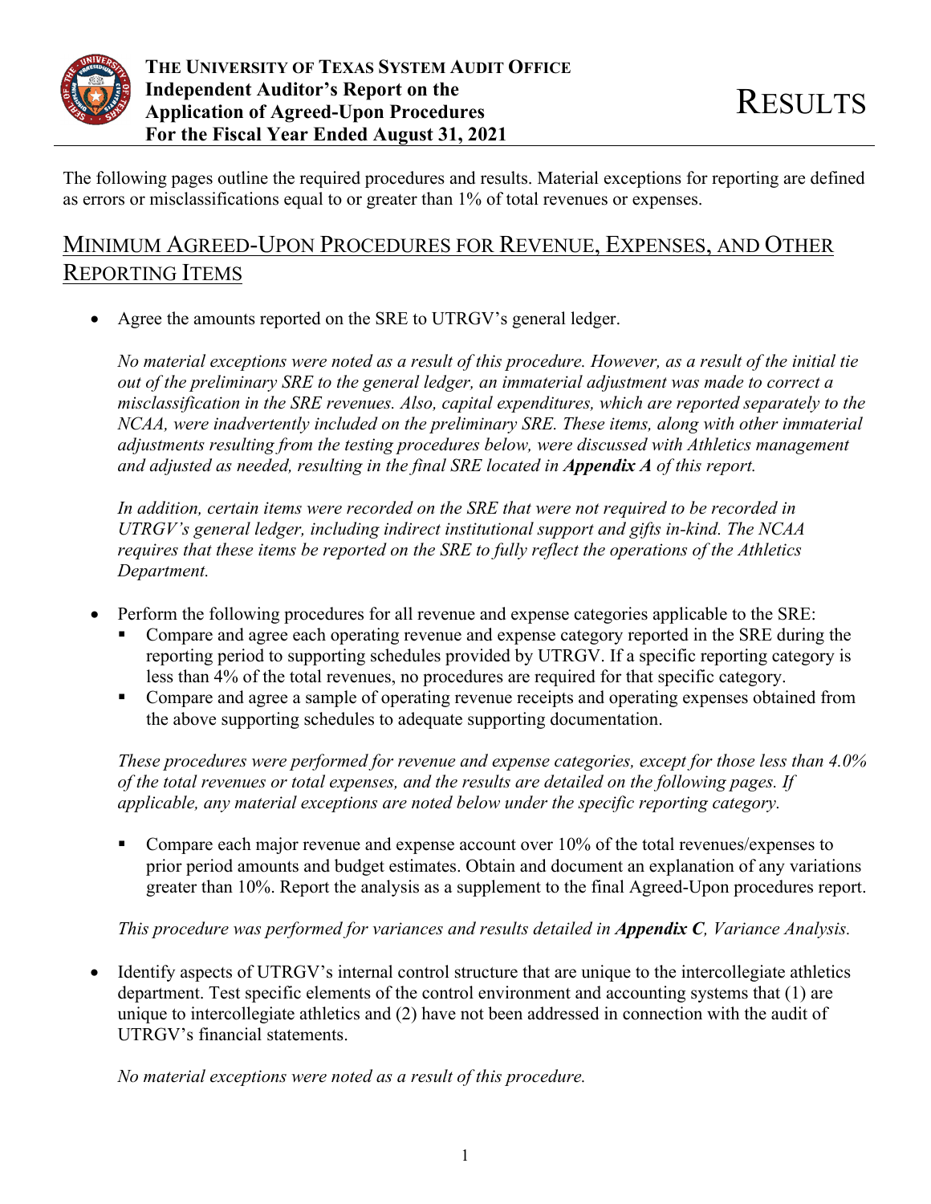# RESULTS

The following pages outline the required procedures and results. Material exceptions for reporting are defined as errors or misclassifications equal to or greater than 1% of total revenues or expenses.

## MINIMUM AGREED-UPON PROCEDURES FOR REVENUE, EXPENSES, AND OTHER REPORTING ITEMS

- Agree the amounts reported on the SRE to UTRGV's general ledger.

  *No material exceptions were noted as a result of this procedure. However, as a result of the initial tie out of the preliminary SRE to the general ledger, an immaterial adjustment was made to correct a misclassification in the SRE revenues. Also, capital expenditures, which are reported separately to the NCAA, were inadvertently included on the preliminary SRE. These items, along with other immaterial adjustments resulting from the testing procedures below, were discussed with Athletics management and adjusted as needed, resulting in the final SRE located in* ***Appendix A*** *of this report.*

  *In addition, certain items were recorded on the SRE that were not required to be recorded in UTRGV's general ledger, including indirect institutional support and gifts in-kind. The NCAA requires that these items be reported on the SRE to fully reflect the operations of the Athletics Department.*

- Perform the following procedures for all revenue and expense categories applicable to the SRE:
  - Compare and agree each operating revenue and expense category reported in the SRE during the reporting period to supporting schedules provided by UTRGV. If a specific reporting category is less than 4% of the total revenues, no procedures are required for that specific category.
  - Compare and agree a sample of operating revenue receipts and operating expenses obtained from the above supporting schedules to adequate supporting documentation.

  *These procedures were performed for revenue and expense categories, except for those less than 4.0% of the total revenues or total expenses, and the results are detailed on the following pages. If applicable, any material exceptions are noted below under the specific reporting category.*

  - Compare each major revenue and expense account over 10% of the total revenues/expenses to prior period amounts and budget estimates. Obtain and document an explanation of any variations greater than 10%. Report the analysis as a supplement to the final Agreed-Upon procedures report.

  *This procedure was performed for variances and results detailed in* ***Appendix C****, Variance Analysis.*

- Identify aspects of UTRGV's internal control structure that are unique to the intercollegiate athletics department. Test specific elements of the control environment and accounting systems that (1) are unique to intercollegiate athletics and (2) have not been addressed in connection with the audit of UTRGV's financial statements.

  *No material exceptions were noted as a result of this procedure.*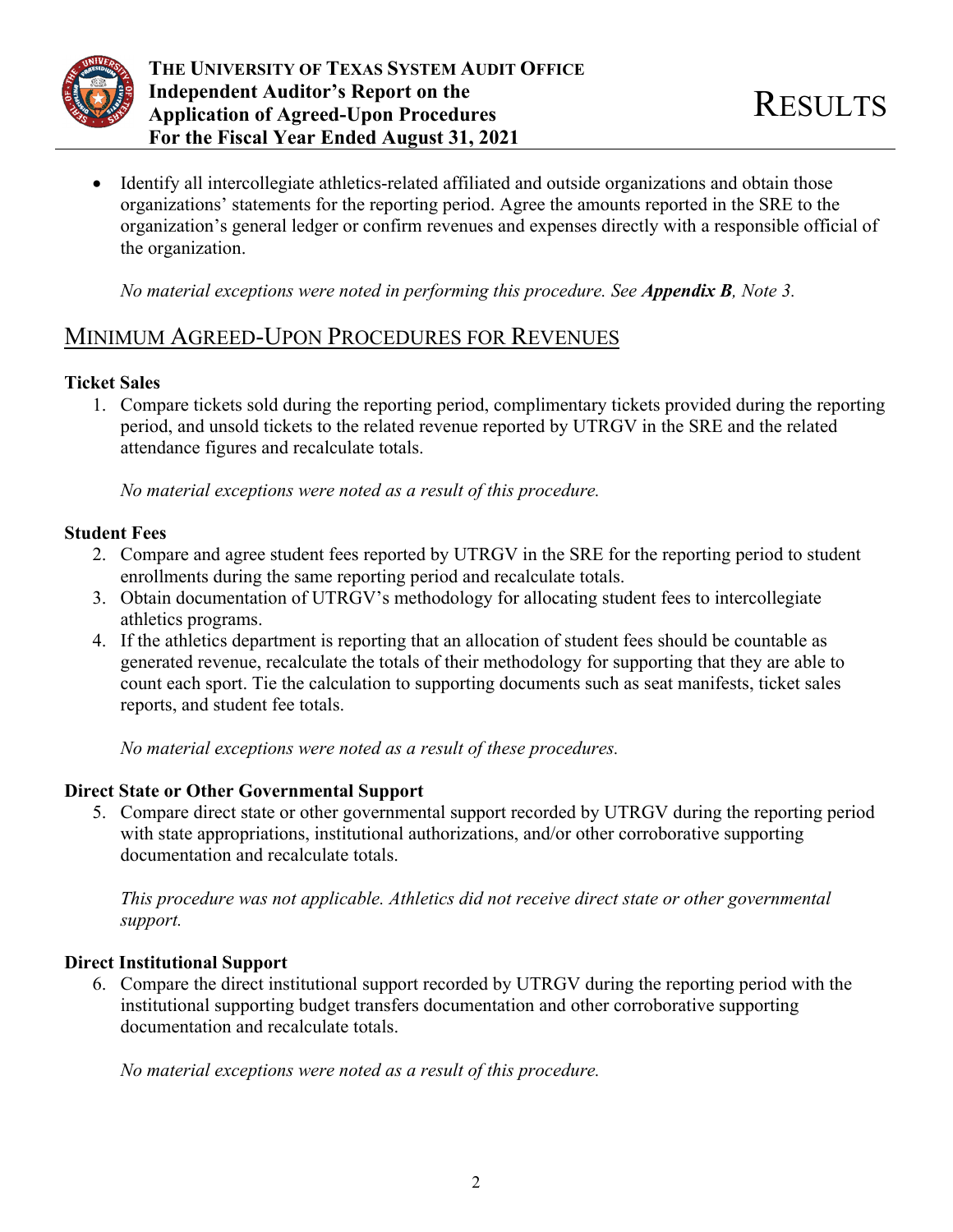- Identify all intercollegiate athletics-related affiliated and outside organizations and obtain those organizations' statements for the reporting period. Agree the amounts reported in the SRE to the organization's general ledger or confirm revenues and expenses directly with a responsible official of the organization.

  *No material exceptions were noted in performing this procedure. See **Appendix B**, Note 3.*

## MINIMUM AGREED-UPON PROCEDURES FOR REVENUES

### Ticket Sales

1. Compare tickets sold during the reporting period, complimentary tickets provided during the reporting period, and unsold tickets to the related revenue reported by UTRGV in the SRE and the related attendance figures and recalculate totals.

   *No material exceptions were noted as a result of this procedure.*

### Student Fees

2. Compare and agree student fees reported by UTRGV in the SRE for the reporting period to student enrollments during the same reporting period and recalculate totals.
3. Obtain documentation of UTRGV's methodology for allocating student fees to intercollegiate athletics programs.
4. If the athletics department is reporting that an allocation of student fees should be countable as generated revenue, recalculate the totals of their methodology for supporting that they are able to count each sport. Tie the calculation to supporting documents such as seat manifests, ticket sales reports, and student fee totals.

   *No material exceptions were noted as a result of these procedures.*

### Direct State or Other Governmental Support

5. Compare direct state or other governmental support recorded by UTRGV during the reporting period with state appropriations, institutional authorizations, and/or other corroborative supporting documentation and recalculate totals.

   *This procedure was not applicable. Athletics did not receive direct state or other governmental support.*

### Direct Institutional Support

6. Compare the direct institutional support recorded by UTRGV during the reporting period with the institutional supporting budget transfers documentation and other corroborative supporting documentation and recalculate totals.

   *No material exceptions were noted as a result of this procedure.*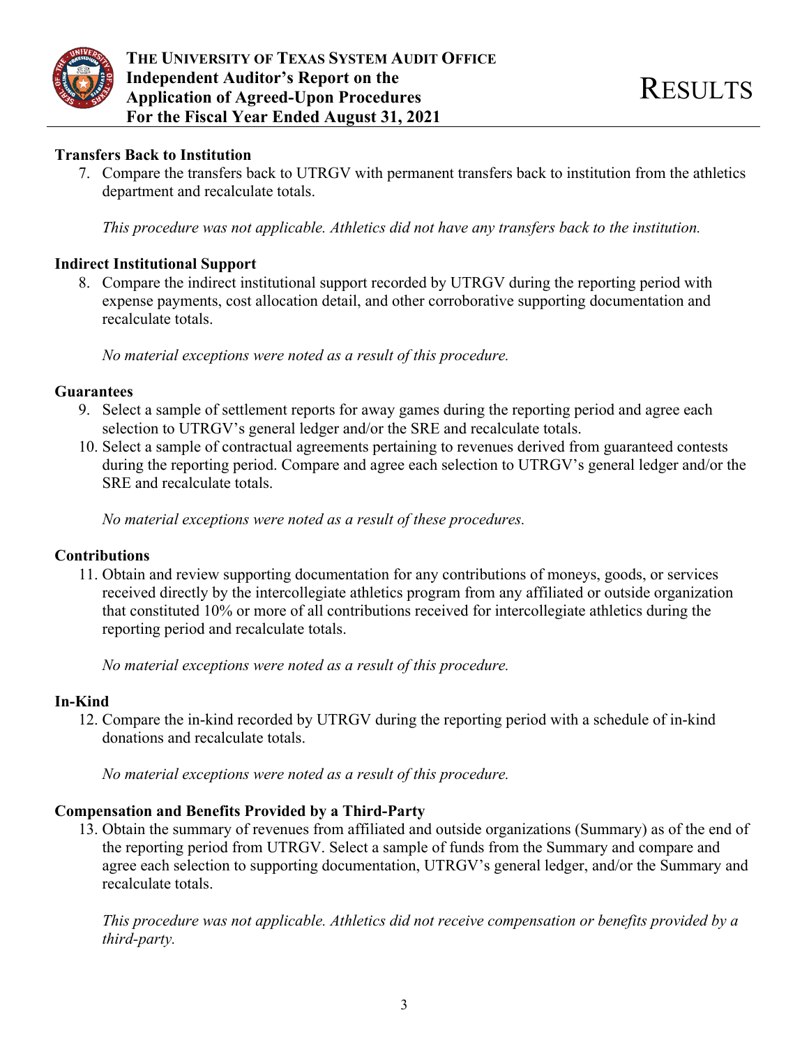### Transfers Back to Institution

7. Compare the transfers back to UTRGV with permanent transfers back to institution from the athletics department and recalculate totals.

   *This procedure was not applicable. Athletics did not have any transfers back to the institution.*

### Indirect Institutional Support

8. Compare the indirect institutional support recorded by UTRGV during the reporting period with expense payments, cost allocation detail, and other corroborative supporting documentation and recalculate totals.

   *No material exceptions were noted as a result of this procedure.*

### Guarantees

9. Select a sample of settlement reports for away games during the reporting period and agree each selection to UTRGV's general ledger and/or the SRE and recalculate totals.
10. Select a sample of contractual agreements pertaining to revenues derived from guaranteed contests during the reporting period. Compare and agree each selection to UTRGV's general ledger and/or the SRE and recalculate totals.

   *No material exceptions were noted as a result of these procedures.*

### Contributions

11. Obtain and review supporting documentation for any contributions of moneys, goods, or services received directly by the intercollegiate athletics program from any affiliated or outside organization that constituted 10% or more of all contributions received for intercollegiate athletics during the reporting period and recalculate totals.

   *No material exceptions were noted as a result of this procedure.*

### In-Kind

12. Compare the in-kind recorded by UTRGV during the reporting period with a schedule of in-kind donations and recalculate totals.

   *No material exceptions were noted as a result of this procedure.*

### Compensation and Benefits Provided by a Third-Party

13. Obtain the summary of revenues from affiliated and outside organizations (Summary) as of the end of the reporting period from UTRGV. Select a sample of funds from the Summary and compare and agree each selection to supporting documentation, UTRGV's general ledger, and/or the Summary and recalculate totals.

   *This procedure was not applicable. Athletics did not receive compensation or benefits provided by a third-party.*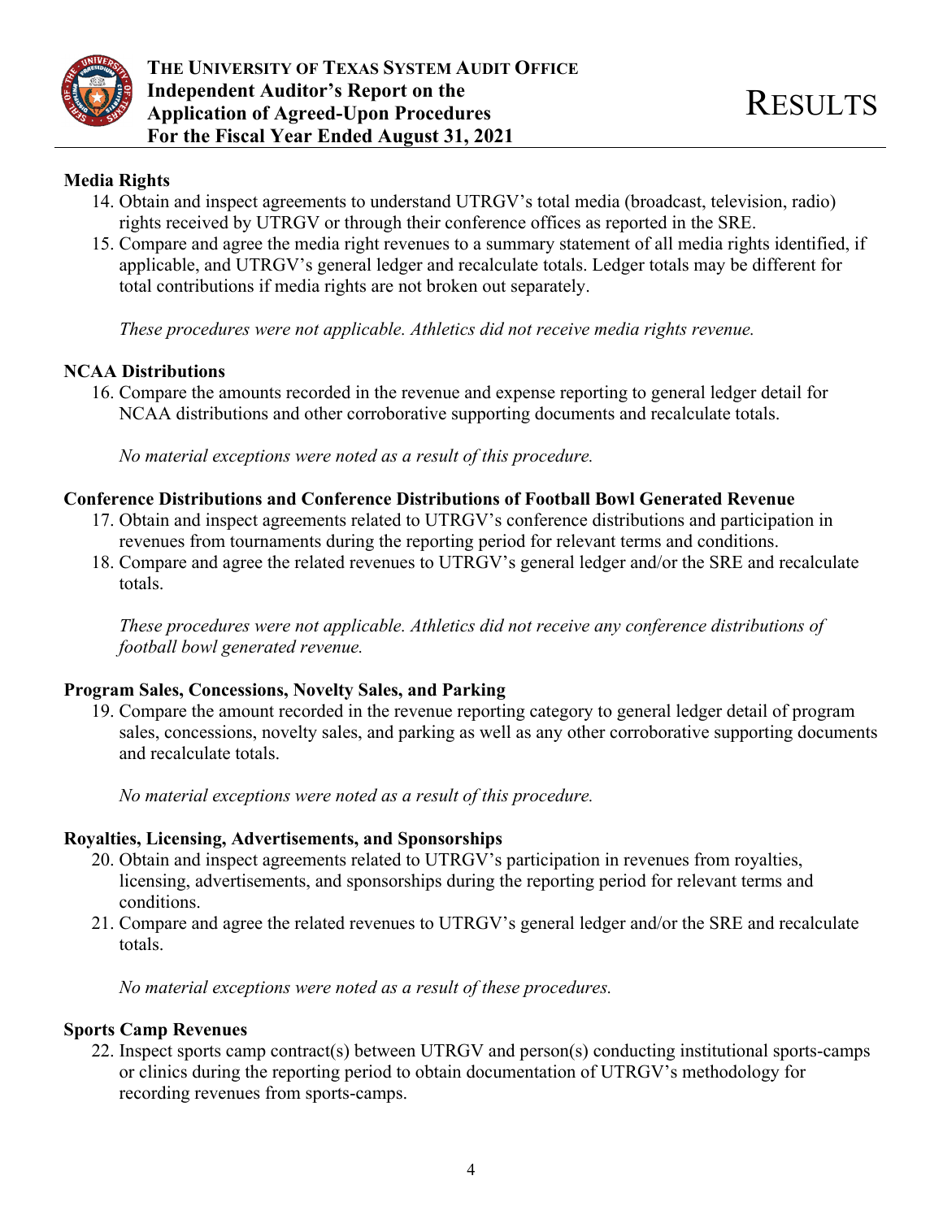**Media Rights**

14. Obtain and inspect agreements to understand UTRGV's total media (broadcast, television, radio) rights received by UTRGV or through their conference offices as reported in the SRE.
15. Compare and agree the media right revenues to a summary statement of all media rights identified, if applicable, and UTRGV's general ledger and recalculate totals. Ledger totals may be different for total contributions if media rights are not broken out separately.

*These procedures were not applicable. Athletics did not receive media rights revenue.*

**NCAA Distributions**

16. Compare the amounts recorded in the revenue and expense reporting to general ledger detail for NCAA distributions and other corroborative supporting documents and recalculate totals.

*No material exceptions were noted as a result of this procedure.*

**Conference Distributions and Conference Distributions of Football Bowl Generated Revenue**

17. Obtain and inspect agreements related to UTRGV's conference distributions and participation in revenues from tournaments during the reporting period for relevant terms and conditions.
18. Compare and agree the related revenues to UTRGV's general ledger and/or the SRE and recalculate totals.

*These procedures were not applicable. Athletics did not receive any conference distributions of football bowl generated revenue.*

**Program Sales, Concessions, Novelty Sales, and Parking**

19. Compare the amount recorded in the revenue reporting category to general ledger detail of program sales, concessions, novelty sales, and parking as well as any other corroborative supporting documents and recalculate totals.

*No material exceptions were noted as a result of this procedure.*

**Royalties, Licensing, Advertisements, and Sponsorships**

20. Obtain and inspect agreements related to UTRGV's participation in revenues from royalties, licensing, advertisements, and sponsorships during the reporting period for relevant terms and conditions.
21. Compare and agree the related revenues to UTRGV's general ledger and/or the SRE and recalculate totals.

*No material exceptions were noted as a result of these procedures.*

**Sports Camp Revenues**

22. Inspect sports camp contract(s) between UTRGV and person(s) conducting institutional sports-camps or clinics during the reporting period to obtain documentation of UTRGV's methodology for recording revenues from sports-camps.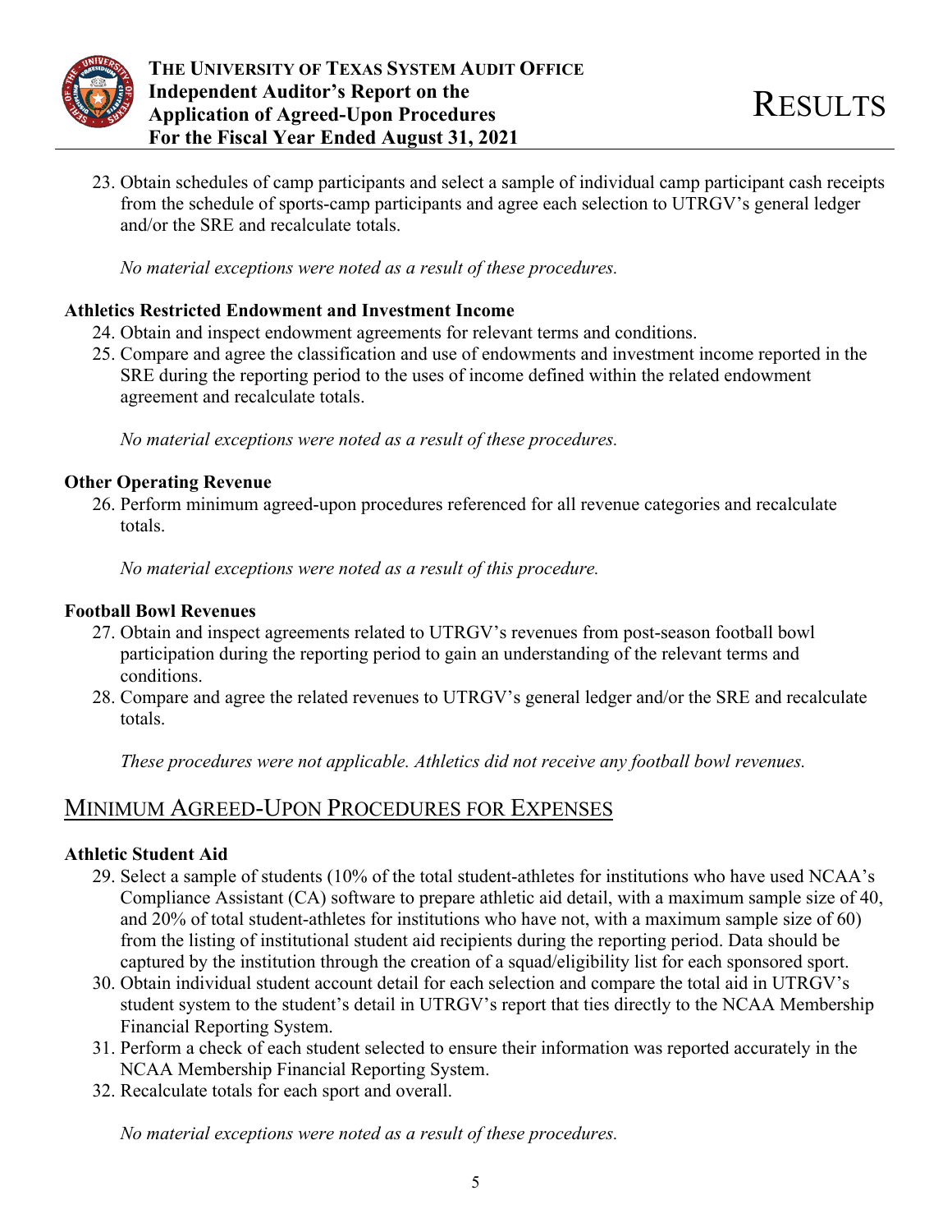23. Obtain schedules of camp participants and select a sample of individual camp participant cash receipts from the schedule of sports-camp participants and agree each selection to UTRGV's general ledger and/or the SRE and recalculate totals.

    *No material exceptions were noted as a result of these procedures.*

**Athletics Restricted Endowment and Investment Income**

24. Obtain and inspect endowment agreements for relevant terms and conditions.
25. Compare and agree the classification and use of endowments and investment income reported in the SRE during the reporting period to the uses of income defined within the related endowment agreement and recalculate totals.

    *No material exceptions were noted as a result of these procedures.*

**Other Operating Revenue**

26. Perform minimum agreed-upon procedures referenced for all revenue categories and recalculate totals.

    *No material exceptions were noted as a result of this procedure.*

**Football Bowl Revenues**

27. Obtain and inspect agreements related to UTRGV's revenues from post-season football bowl participation during the reporting period to gain an understanding of the relevant terms and conditions.
28. Compare and agree the related revenues to UTRGV's general ledger and/or the SRE and recalculate totals.

    *These procedures were not applicable. Athletics did not receive any football bowl revenues.*

## Minimum Agreed-Upon Procedures for Expenses

**Athletic Student Aid**

29. Select a sample of students (10% of the total student-athletes for institutions who have used NCAA's Compliance Assistant (CA) software to prepare athletic aid detail, with a maximum sample size of 40, and 20% of total student-athletes for institutions who have not, with a maximum sample size of 60) from the listing of institutional student aid recipients during the reporting period. Data should be captured by the institution through the creation of a squad/eligibility list for each sponsored sport.
30. Obtain individual student account detail for each selection and compare the total aid in UTRGV's student system to the student's detail in UTRGV's report that ties directly to the NCAA Membership Financial Reporting System.
31. Perform a check of each student selected to ensure their information was reported accurately in the NCAA Membership Financial Reporting System.
32. Recalculate totals for each sport and overall.

    *No material exceptions were noted as a result of these procedures.*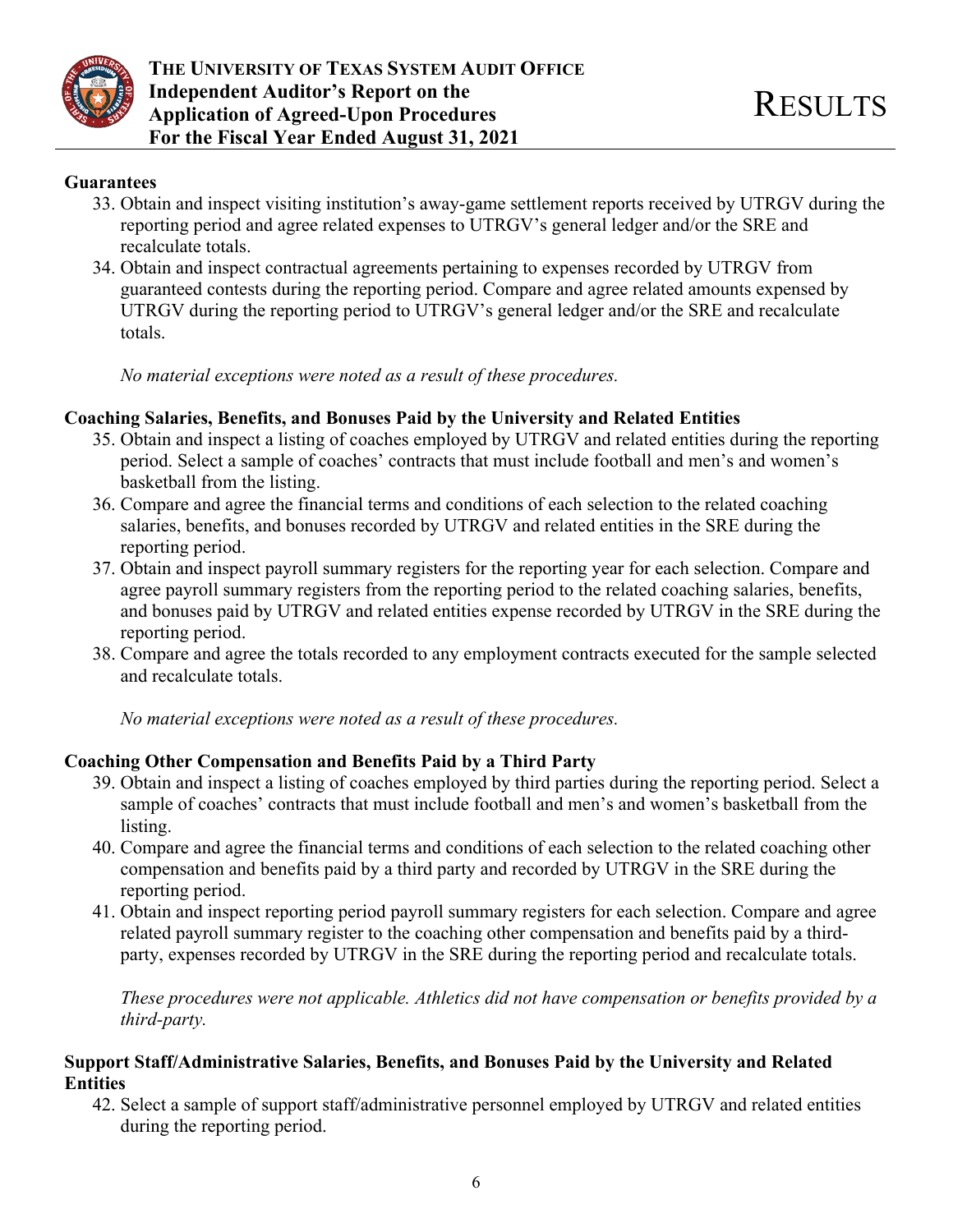**Guarantees**

33. Obtain and inspect visiting institution's away-game settlement reports received by UTRGV during the reporting period and agree related expenses to UTRGV's general ledger and/or the SRE and recalculate totals.
34. Obtain and inspect contractual agreements pertaining to expenses recorded by UTRGV from guaranteed contests during the reporting period. Compare and agree related amounts expensed by UTRGV during the reporting period to UTRGV's general ledger and/or the SRE and recalculate totals.

*No material exceptions were noted as a result of these procedures.*

**Coaching Salaries, Benefits, and Bonuses Paid by the University and Related Entities**

35. Obtain and inspect a listing of coaches employed by UTRGV and related entities during the reporting period. Select a sample of coaches' contracts that must include football and men's and women's basketball from the listing.
36. Compare and agree the financial terms and conditions of each selection to the related coaching salaries, benefits, and bonuses recorded by UTRGV and related entities in the SRE during the reporting period.
37. Obtain and inspect payroll summary registers for the reporting year for each selection. Compare and agree payroll summary registers from the reporting period to the related coaching salaries, benefits, and bonuses paid by UTRGV and related entities expense recorded by UTRGV in the SRE during the reporting period.
38. Compare and agree the totals recorded to any employment contracts executed for the sample selected and recalculate totals.

*No material exceptions were noted as a result of these procedures.*

**Coaching Other Compensation and Benefits Paid by a Third Party**

39. Obtain and inspect a listing of coaches employed by third parties during the reporting period. Select a sample of coaches' contracts that must include football and men's and women's basketball from the listing.
40. Compare and agree the financial terms and conditions of each selection to the related coaching other compensation and benefits paid by a third party and recorded by UTRGV in the SRE during the reporting period.
41. Obtain and inspect reporting period payroll summary registers for each selection. Compare and agree related payroll summary register to the coaching other compensation and benefits paid by a third-party, expenses recorded by UTRGV in the SRE during the reporting period and recalculate totals.

*These procedures were not applicable. Athletics did not have compensation or benefits provided by a third-party.*

**Support Staff/Administrative Salaries, Benefits, and Bonuses Paid by the University and Related Entities**

42. Select a sample of support staff/administrative personnel employed by UTRGV and related entities during the reporting period.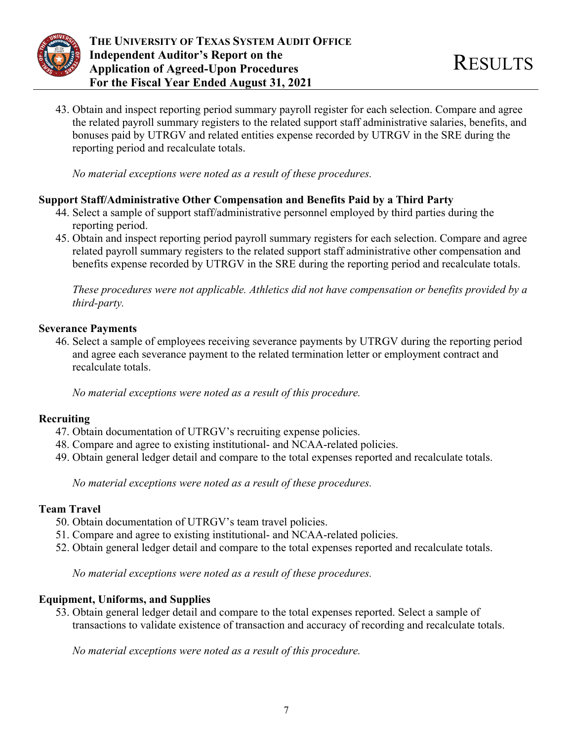43. Obtain and inspect reporting period summary payroll register for each selection. Compare and agree the related payroll summary registers to the related support staff administrative salaries, benefits, and bonuses paid by UTRGV and related entities expense recorded by UTRGV in the SRE during the reporting period and recalculate totals.

    *No material exceptions were noted as a result of these procedures.*

**Support Staff/Administrative Other Compensation and Benefits Paid by a Third Party**

44. Select a sample of support staff/administrative personnel employed by third parties during the reporting period.
45. Obtain and inspect reporting period payroll summary registers for each selection. Compare and agree related payroll summary registers to the related support staff administrative other compensation and benefits expense recorded by UTRGV in the SRE during the reporting period and recalculate totals.

    *These procedures were not applicable. Athletics did not have compensation or benefits provided by a third-party.*

**Severance Payments**

46. Select a sample of employees receiving severance payments by UTRGV during the reporting period and agree each severance payment to the related termination letter or employment contract and recalculate totals.

    *No material exceptions were noted as a result of this procedure.*

**Recruiting**

47. Obtain documentation of UTRGV's recruiting expense policies.
48. Compare and agree to existing institutional- and NCAA-related policies.
49. Obtain general ledger detail and compare to the total expenses reported and recalculate totals.

    *No material exceptions were noted as a result of these procedures.*

**Team Travel**

50. Obtain documentation of UTRGV's team travel policies.
51. Compare and agree to existing institutional- and NCAA-related policies.
52. Obtain general ledger detail and compare to the total expenses reported and recalculate totals.

    *No material exceptions were noted as a result of these procedures.*

**Equipment, Uniforms, and Supplies**

53. Obtain general ledger detail and compare to the total expenses reported. Select a sample of transactions to validate existence of transaction and accuracy of recording and recalculate totals.

    *No material exceptions were noted as a result of this procedure.*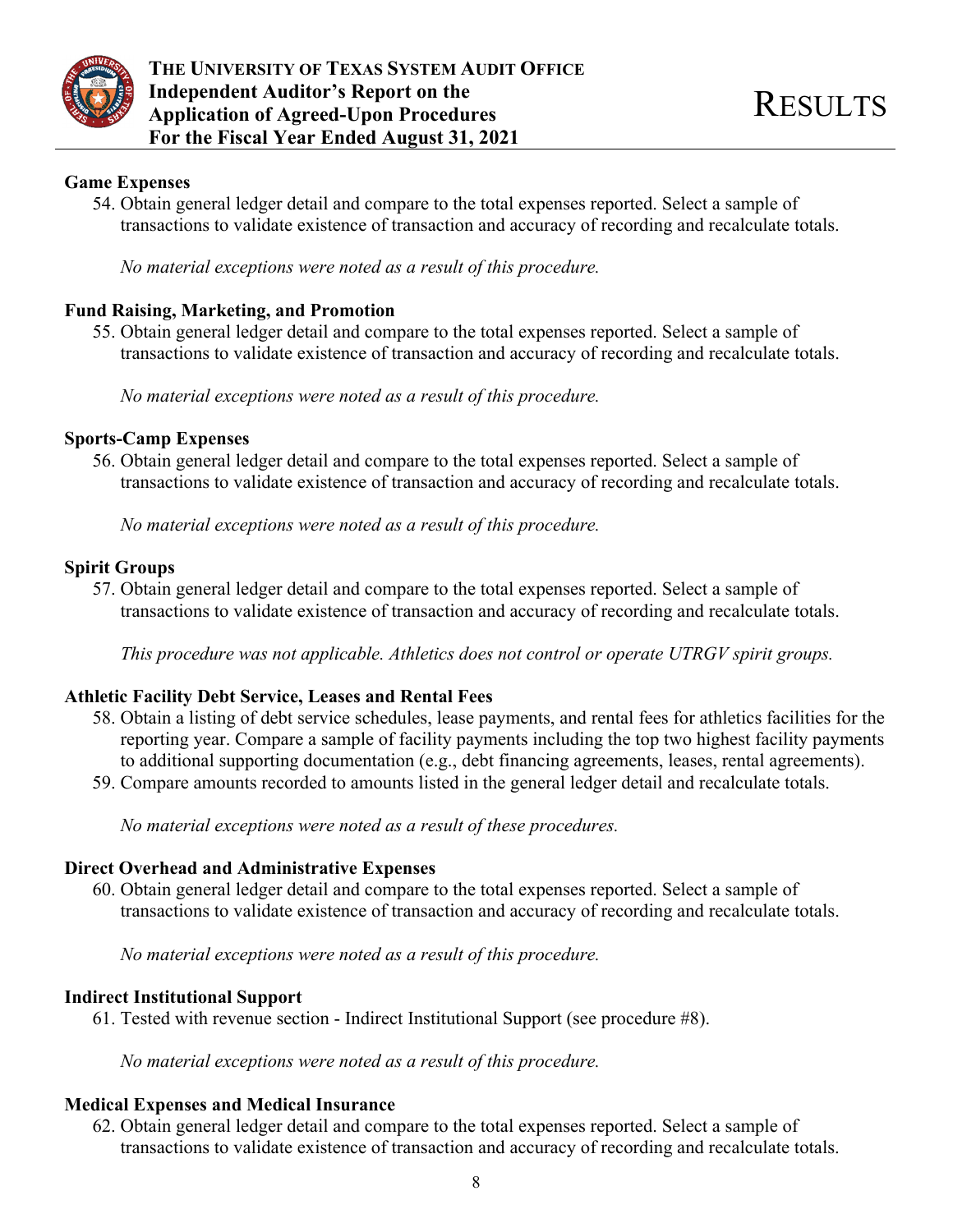**Game Expenses**

54. Obtain general ledger detail and compare to the total expenses reported. Select a sample of transactions to validate existence of transaction and accuracy of recording and recalculate totals.

    *No material exceptions were noted as a result of this procedure.*

**Fund Raising, Marketing, and Promotion**

55. Obtain general ledger detail and compare to the total expenses reported. Select a sample of transactions to validate existence of transaction and accuracy of recording and recalculate totals.

    *No material exceptions were noted as a result of this procedure.*

**Sports-Camp Expenses**

56. Obtain general ledger detail and compare to the total expenses reported. Select a sample of transactions to validate existence of transaction and accuracy of recording and recalculate totals.

    *No material exceptions were noted as a result of this procedure.*

**Spirit Groups**

57. Obtain general ledger detail and compare to the total expenses reported. Select a sample of transactions to validate existence of transaction and accuracy of recording and recalculate totals.

    *This procedure was not applicable. Athletics does not control or operate UTRGV spirit groups.*

**Athletic Facility Debt Service, Leases and Rental Fees**

58. Obtain a listing of debt service schedules, lease payments, and rental fees for athletics facilities for the reporting year. Compare a sample of facility payments including the top two highest facility payments to additional supporting documentation (e.g., debt financing agreements, leases, rental agreements).
59. Compare amounts recorded to amounts listed in the general ledger detail and recalculate totals.

    *No material exceptions were noted as a result of these procedures.*

**Direct Overhead and Administrative Expenses**

60. Obtain general ledger detail and compare to the total expenses reported. Select a sample of transactions to validate existence of transaction and accuracy of recording and recalculate totals.

    *No material exceptions were noted as a result of this procedure.*

**Indirect Institutional Support**

61. Tested with revenue section - Indirect Institutional Support (see procedure #8).

    *No material exceptions were noted as a result of this procedure.*

**Medical Expenses and Medical Insurance**

62. Obtain general ledger detail and compare to the total expenses reported. Select a sample of transactions to validate existence of transaction and accuracy of recording and recalculate totals.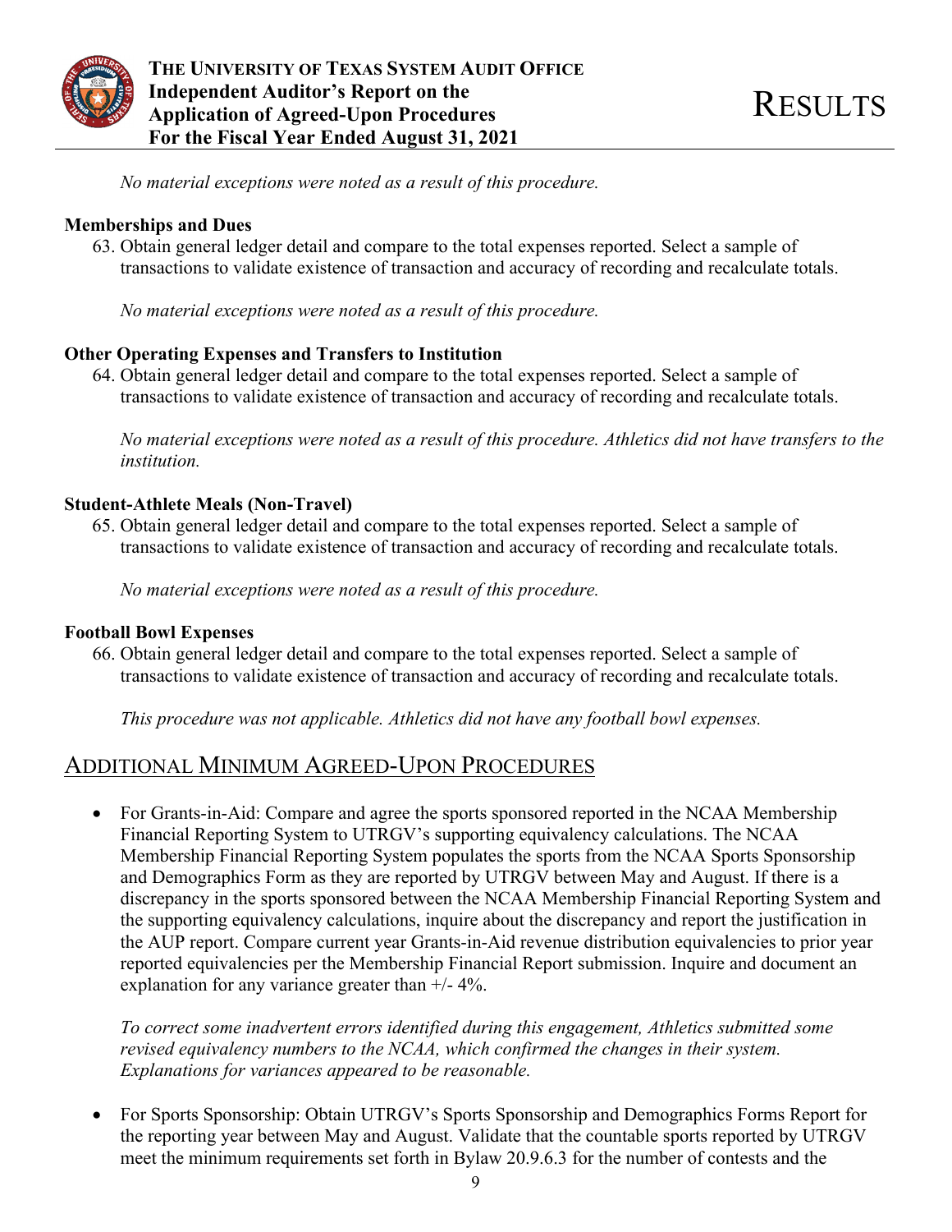*No material exceptions were noted as a result of this procedure.*

**Memberships and Dues**

63. Obtain general ledger detail and compare to the total expenses reported. Select a sample of transactions to validate existence of transaction and accuracy of recording and recalculate totals.

    *No material exceptions were noted as a result of this procedure.*

**Other Operating Expenses and Transfers to Institution**

64. Obtain general ledger detail and compare to the total expenses reported. Select a sample of transactions to validate existence of transaction and accuracy of recording and recalculate totals.

    *No material exceptions were noted as a result of this procedure. Athletics did not have transfers to the institution.*

**Student-Athlete Meals (Non-Travel)**

65. Obtain general ledger detail and compare to the total expenses reported. Select a sample of transactions to validate existence of transaction and accuracy of recording and recalculate totals.

    *No material exceptions were noted as a result of this procedure.*

**Football Bowl Expenses**

66. Obtain general ledger detail and compare to the total expenses reported. Select a sample of transactions to validate existence of transaction and accuracy of recording and recalculate totals.

    *This procedure was not applicable. Athletics did not have any football bowl expenses.*

## Additional Minimum Agreed-Upon Procedures

- For Grants-in-Aid: Compare and agree the sports sponsored reported in the NCAA Membership Financial Reporting System to UTRGV's supporting equivalency calculations. The NCAA Membership Financial Reporting System populates the sports from the NCAA Sports Sponsorship and Demographics Form as they are reported by UTRGV between May and August. If there is a discrepancy in the sports sponsored between the NCAA Membership Financial Reporting System and the supporting equivalency calculations, inquire about the discrepancy and report the justification in the AUP report. Compare current year Grants-in-Aid revenue distribution equivalencies to prior year reported equivalencies per the Membership Financial Report submission. Inquire and document an explanation for any variance greater than +/- 4%.

  *To correct some inadvertent errors identified during this engagement, Athletics submitted some revised equivalency numbers to the NCAA, which confirmed the changes in their system. Explanations for variances appeared to be reasonable.*

- For Sports Sponsorship: Obtain UTRGV's Sports Sponsorship and Demographics Forms Report for the reporting year between May and August. Validate that the countable sports reported by UTRGV meet the minimum requirements set forth in Bylaw 20.9.6.3 for the number of contests and the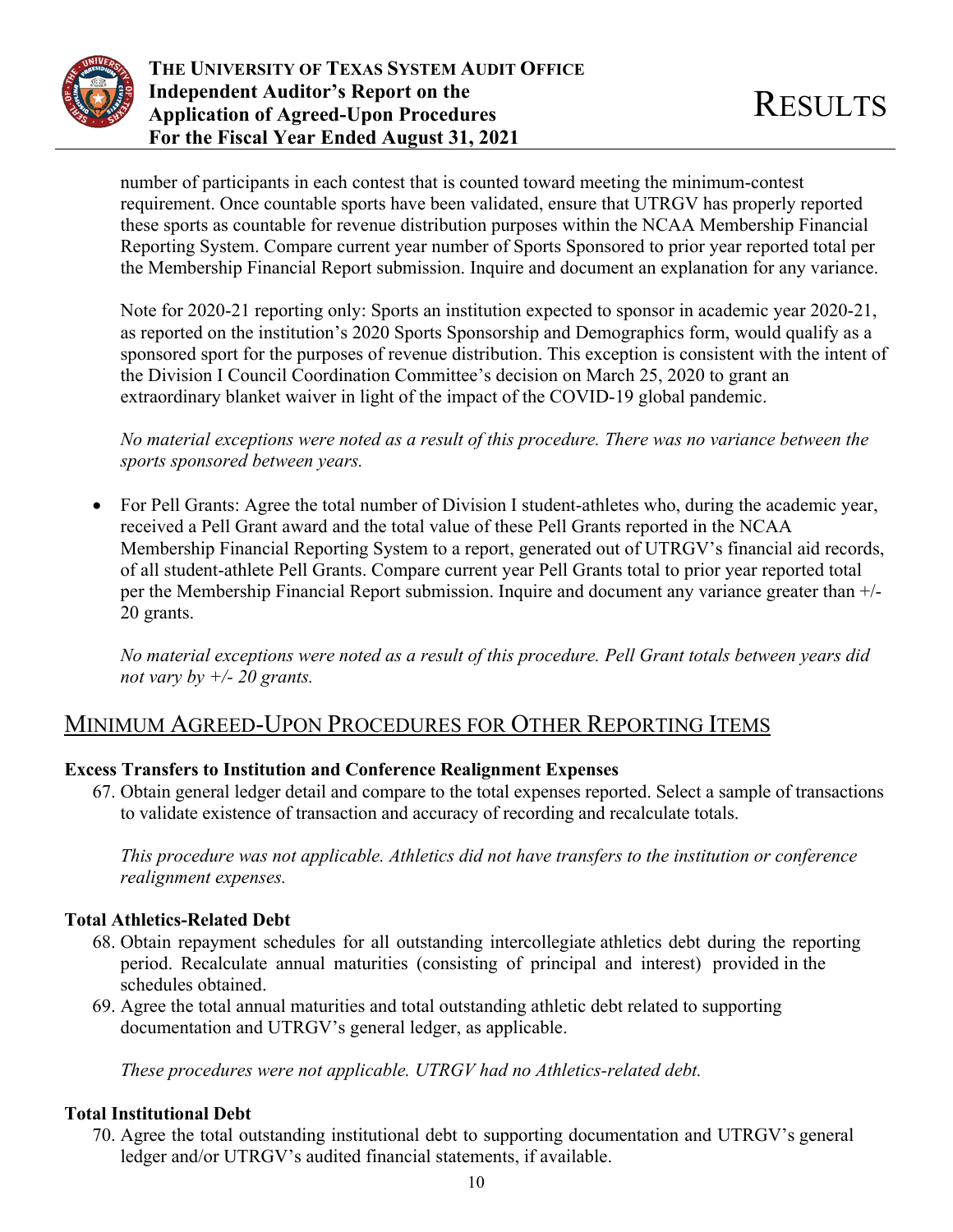number of participants in each contest that is counted toward meeting the minimum-contest requirement. Once countable sports have been validated, ensure that UTRGV has properly reported these sports as countable for revenue distribution purposes within the NCAA Membership Financial Reporting System. Compare current year number of Sports Sponsored to prior year reported total per the Membership Financial Report submission. Inquire and document an explanation for any variance.

Note for 2020-21 reporting only: Sports an institution expected to sponsor in academic year 2020-21, as reported on the institution's 2020 Sports Sponsorship and Demographics form, would qualify as a sponsored sport for the purposes of revenue distribution. This exception is consistent with the intent of the Division I Council Coordination Committee's decision on March 25, 2020 to grant an extraordinary blanket waiver in light of the impact of the COVID-19 global pandemic.

*No material exceptions were noted as a result of this procedure. There was no variance between the sports sponsored between years.*

- For Pell Grants: Agree the total number of Division I student-athletes who, during the academic year, received a Pell Grant award and the total value of these Pell Grants reported in the NCAA Membership Financial Reporting System to a report, generated out of UTRGV's financial aid records, of all student-athlete Pell Grants. Compare current year Pell Grants total to prior year reported total per the Membership Financial Report submission. Inquire and document any variance greater than +/- 20 grants.

  *No material exceptions were noted as a result of this procedure. Pell Grant totals between years did not vary by +/- 20 grants.*

## MINIMUM AGREED-UPON PROCEDURES FOR OTHER REPORTING ITEMS

**Excess Transfers to Institution and Conference Realignment Expenses**

67. Obtain general ledger detail and compare to the total expenses reported. Select a sample of transactions to validate existence of transaction and accuracy of recording and recalculate totals.

    *This procedure was not applicable. Athletics did not have transfers to the institution or conference realignment expenses.*

**Total Athletics-Related Debt**

68. Obtain repayment schedules for all outstanding intercollegiate athletics debt during the reporting period. Recalculate annual maturities (consisting of principal and interest) provided in the schedules obtained.
69. Agree the total annual maturities and total outstanding athletic debt related to supporting documentation and UTRGV's general ledger, as applicable.

    *These procedures were not applicable. UTRGV had no Athletics-related debt.*

**Total Institutional Debt**

70. Agree the total outstanding institutional debt to supporting documentation and UTRGV's general ledger and/or UTRGV's audited financial statements, if available.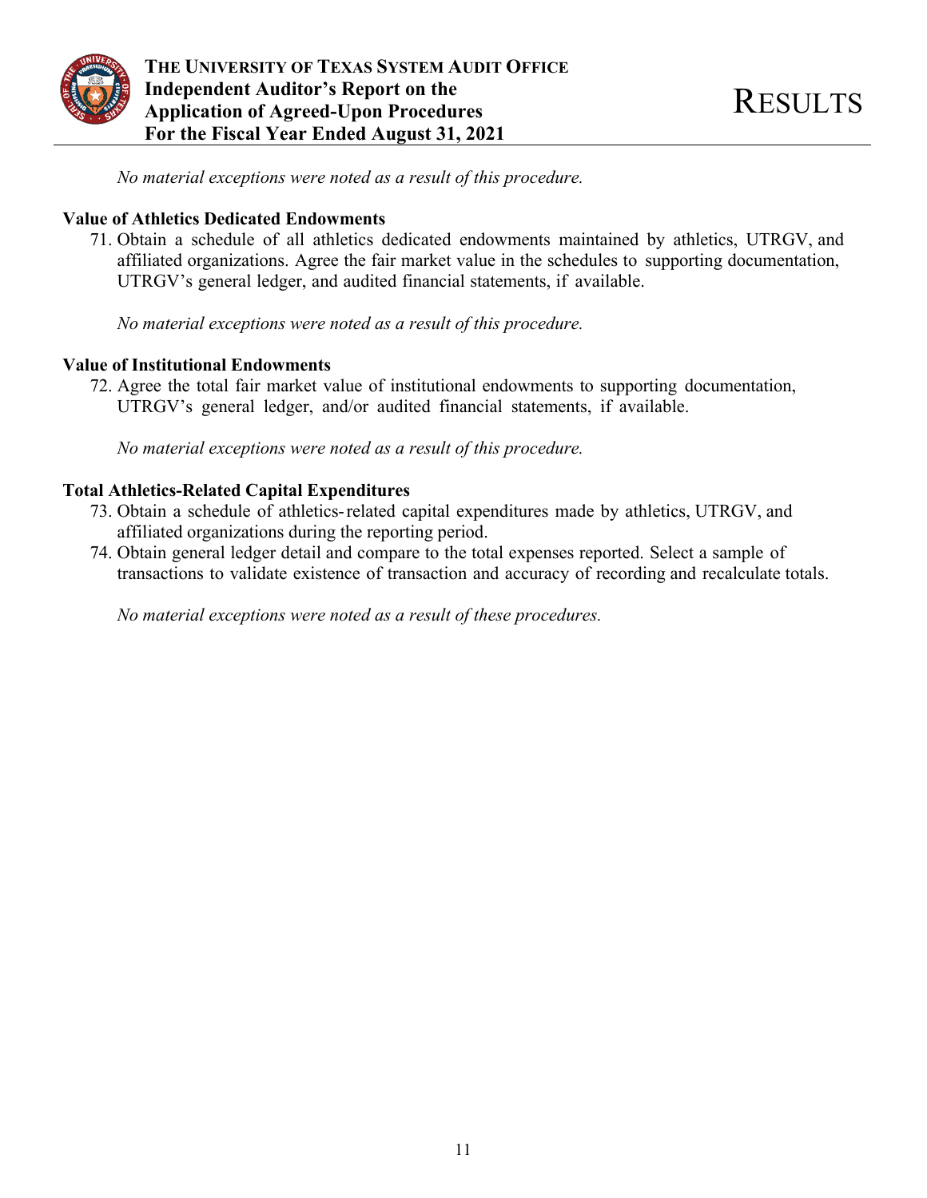*No material exceptions were noted as a result of this procedure.*

**Value of Athletics Dedicated Endowments**

71. Obtain a schedule of all athletics dedicated endowments maintained by athletics, UTRGV, and affiliated organizations. Agree the fair market value in the schedules to supporting documentation, UTRGV's general ledger, and audited financial statements, if available.

*No material exceptions were noted as a result of this procedure.*

**Value of Institutional Endowments**

72. Agree the total fair market value of institutional endowments to supporting documentation, UTRGV's general ledger, and/or audited financial statements, if available.

*No material exceptions were noted as a result of this procedure.*

**Total Athletics-Related Capital Expenditures**

73. Obtain a schedule of athletics-related capital expenditures made by athletics, UTRGV, and affiliated organizations during the reporting period.
74. Obtain general ledger detail and compare to the total expenses reported. Select a sample of transactions to validate existence of transaction and accuracy of recording and recalculate totals.

*No material exceptions were noted as a result of these procedures.*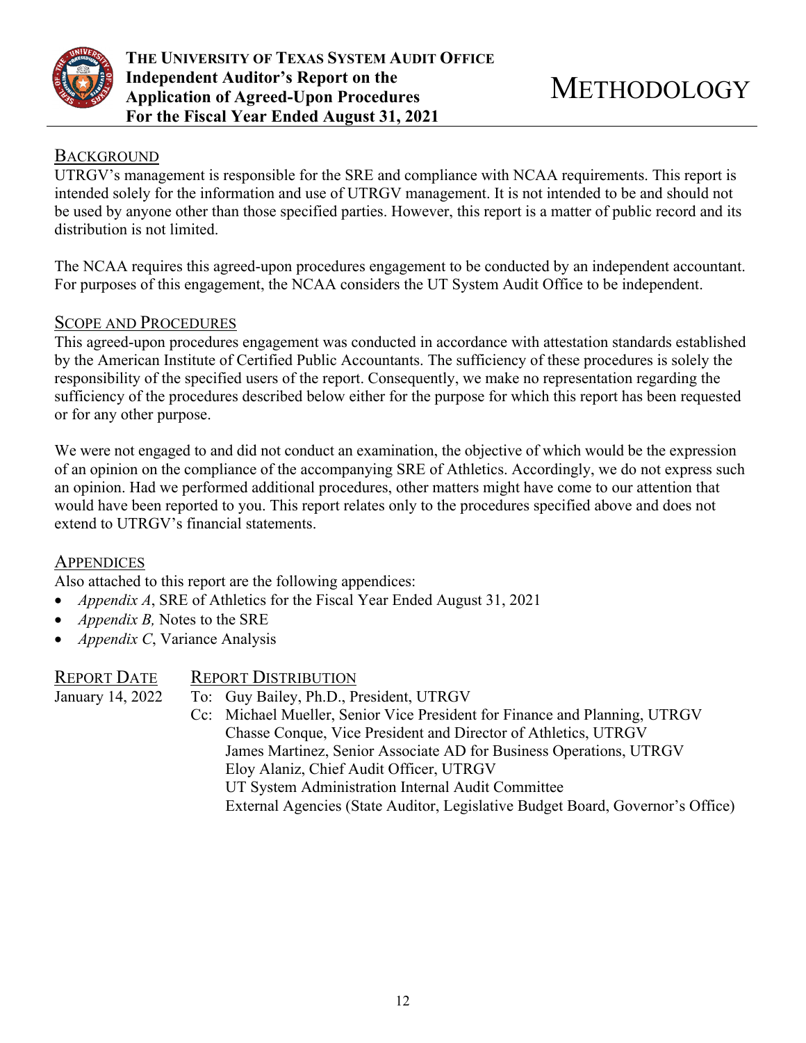# METHODOLOGY

## BACKGROUND

UTRGV's management is responsible for the SRE and compliance with NCAA requirements. This report is intended solely for the information and use of UTRGV management. It is not intended to be and should not be used by anyone other than those specified parties. However, this report is a matter of public record and its distribution is not limited.

The NCAA requires this agreed-upon procedures engagement to be conducted by an independent accountant. For purposes of this engagement, the NCAA considers the UT System Audit Office to be independent.

## SCOPE AND PROCEDURES

This agreed-upon procedures engagement was conducted in accordance with attestation standards established by the American Institute of Certified Public Accountants. The sufficiency of these procedures is solely the responsibility of the specified users of the report. Consequently, we make no representation regarding the sufficiency of the procedures described below either for the purpose for which this report has been requested or for any other purpose.

We were not engaged to and did not conduct an examination, the objective of which would be the expression of an opinion on the compliance of the accompanying SRE of Athletics. Accordingly, we do not express such an opinion. Had we performed additional procedures, other matters might have come to our attention that would have been reported to you. This report relates only to the procedures specified above and does not extend to UTRGV's financial statements.

## APPENDICES

Also attached to this report are the following appendices:

- *Appendix A*, SRE of Athletics for the Fiscal Year Ended August 31, 2021
- *Appendix B,* Notes to the SRE
- *Appendix C*, Variance Analysis

## REPORT DATE

January 14, 2022

## REPORT DISTRIBUTION

To: Guy Bailey, Ph.D., President, UTRGV

Cc: Michael Mueller, Senior Vice President for Finance and Planning, UTRGV
Chasse Conque, Vice President and Director of Athletics, UTRGV
James Martinez, Senior Associate AD for Business Operations, UTRGV
Eloy Alaniz, Chief Audit Officer, UTRGV
UT System Administration Internal Audit Committee
External Agencies (State Auditor, Legislative Budget Board, Governor's Office)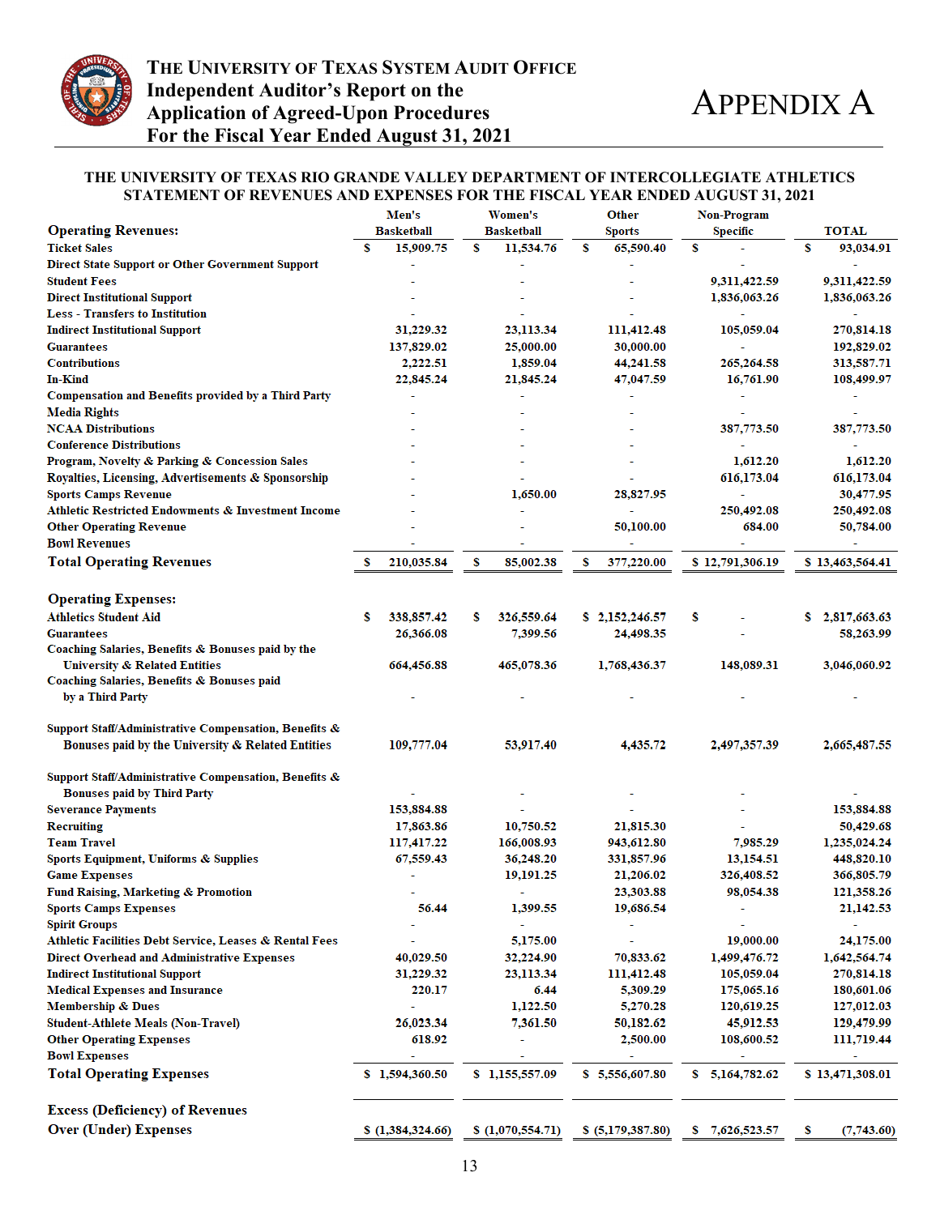# THE UNIVERSITY OF TEXAS SYSTEM AUDIT OFFICE
## Independent Auditor's Report on the Application of Agreed-Upon Procedures For the Fiscal Year Ended August 31, 2021

# APPENDIX A

### THE UNIVERSITY OF TEXAS RIO GRANDE VALLEY DEPARTMENT OF INTERCOLLEGIATE ATHLETICS STATEMENT OF REVENUES AND EXPENSES FOR THE FISCAL YEAR ENDED AUGUST 31, 2021

| | Men's Basketball | Women's Basketball | Other Sports | Non-Program Specific | TOTAL |
|---|---|---|---|---|---|
| **Operating Revenues:** | | | | | |
| Ticket Sales | $ 15,909.75 | $ 11,534.76 | $ 65,590.40 | $ - | $ 93,034.91 |
| Direct State Support or Other Government Support | - | - | - | - | - |
| Student Fees | - | - | - | 9,311,422.59 | 9,311,422.59 |
| Direct Institutional Support | - | - | - | 1,836,063.26 | 1,836,063.26 |
| Less - Transfers to Institution | - | - | - | - | - |
| Indirect Institutional Support | 31,229.32 | 23,113.34 | 111,412.48 | 105,059.04 | 270,814.18 |
| Guarantees | 137,829.02 | 25,000.00 | 30,000.00 | - | 192,829.02 |
| Contributions | 2,222.51 | 1,859.04 | 44,241.58 | 265,264.58 | 313,587.71 |
| In-Kind | 22,845.24 | 21,845.24 | 47,047.59 | 16,761.90 | 108,499.97 |
| Compensation and Benefits provided by a Third Party | - | - | - | - | - |
| Media Rights | - | - | - | - | - |
| NCAA Distributions | - | - | - | 387,773.50 | 387,773.50 |
| Conference Distributions | - | - | - | - | - |
| Program, Novelty & Parking & Concession Sales | - | - | - | 1,612.20 | 1,612.20 |
| Royalties, Licensing, Advertisements & Sponsorship | - | - | - | 616,173.04 | 616,173.04 |
| Sports Camps Revenue | - | 1,650.00 | 28,827.95 | - | 30,477.95 |
| Athletic Restricted Endowments & Investment Income | - | - | - | 250,492.08 | 250,492.08 |
| Other Operating Revenue | - | - | 50,100.00 | 684.00 | 50,784.00 |
| Bowl Revenues | - | - | - | - | - |
| **Total Operating Revenues** | $ 210,035.84 | $ 85,002.38 | $ 377,220.00 | $ 12,791,306.19 | $ 13,463,564.41 |
| **Operating Expenses:** | | | | | |
| Athletics Student Aid | $ 338,857.42 | $ 326,559.64 | $ 2,152,246.57 | $ - | $ 2,817,663.63 |
| Guarantees | 26,366.08 | 7,399.56 | 24,498.35 | - | 58,263.99 |
| Coaching Salaries, Benefits & Bonuses paid by the University & Related Entities | 664,456.88 | 465,078.36 | 1,768,436.37 | 148,089.31 | 3,046,060.92 |
| Coaching Salaries, Benefits & Bonuses paid by a Third Party | - | - | - | - | - |
| Support Staff/Administrative Compensation, Benefits & Bonuses paid by the University & Related Entities | 109,777.04 | 53,917.40 | 4,435.72 | 2,497,357.39 | 2,665,487.55 |
| Support Staff/Administrative Compensation, Benefits & Bonuses paid by Third Party | - | - | - | - | - |
| Severance Payments | 153,884.88 | - | - | - | 153,884.88 |
| Recruiting | 17,863.86 | 10,750.52 | 21,815.30 | - | 50,429.68 |
| Team Travel | 117,417.22 | 166,008.93 | 943,612.80 | 7,985.29 | 1,235,024.24 |
| Sports Equipment, Uniforms & Supplies | 67,559.43 | 36,248.20 | 331,857.96 | 13,154.51 | 448,820.10 |
| Game Expenses | - | 19,191.25 | 21,206.02 | 326,408.52 | 366,805.79 |
| Fund Raising, Marketing & Promotion | - | - | 23,303.88 | 98,054.38 | 121,358.26 |
| Sports Camps Expenses | 56.44 | 1,399.55 | 19,686.54 | - | 21,142.53 |
| Spirit Groups | - | - | - | - | - |
| Athletic Facilities Debt Service, Leases & Rental Fees | - | 5,175.00 | - | 19,000.00 | 24,175.00 |
| Direct Overhead and Administrative Expenses | 40,029.50 | 32,224.90 | 70,833.62 | 1,499,476.72 | 1,642,564.74 |
| Indirect Institutional Support | 31,229.32 | 23,113.34 | 111,412.48 | 105,059.04 | 270,814.18 |
| Medical Expenses and Insurance | 220.17 | 6.44 | 5,309.29 | 175,065.16 | 180,601.06 |
| Membership & Dues | - | 1,122.50 | 5,270.28 | 120,619.25 | 127,012.03 |
| Student-Athlete Meals (Non-Travel) | 26,023.34 | 7,361.50 | 50,182.62 | 45,912.53 | 129,479.99 |
| Other Operating Expenses | 618.92 | - | 2,500.00 | 108,600.52 | 111,719.44 |
| Bowl Expenses | - | - | - | - | - |
| **Total Operating Expenses** | $ 1,594,360.50 | $ 1,155,557.09 | $ 5,556,607.80 | $ 5,164,782.62 | $ 13,471,308.01 |
| **Excess (Deficiency) of Revenues Over (Under) Expenses** | $ (1,384,324.66) | $ (1,070,554.71) | $ (5,179,387.80) | $ 7,626,523.57 | $ (7,743.60) |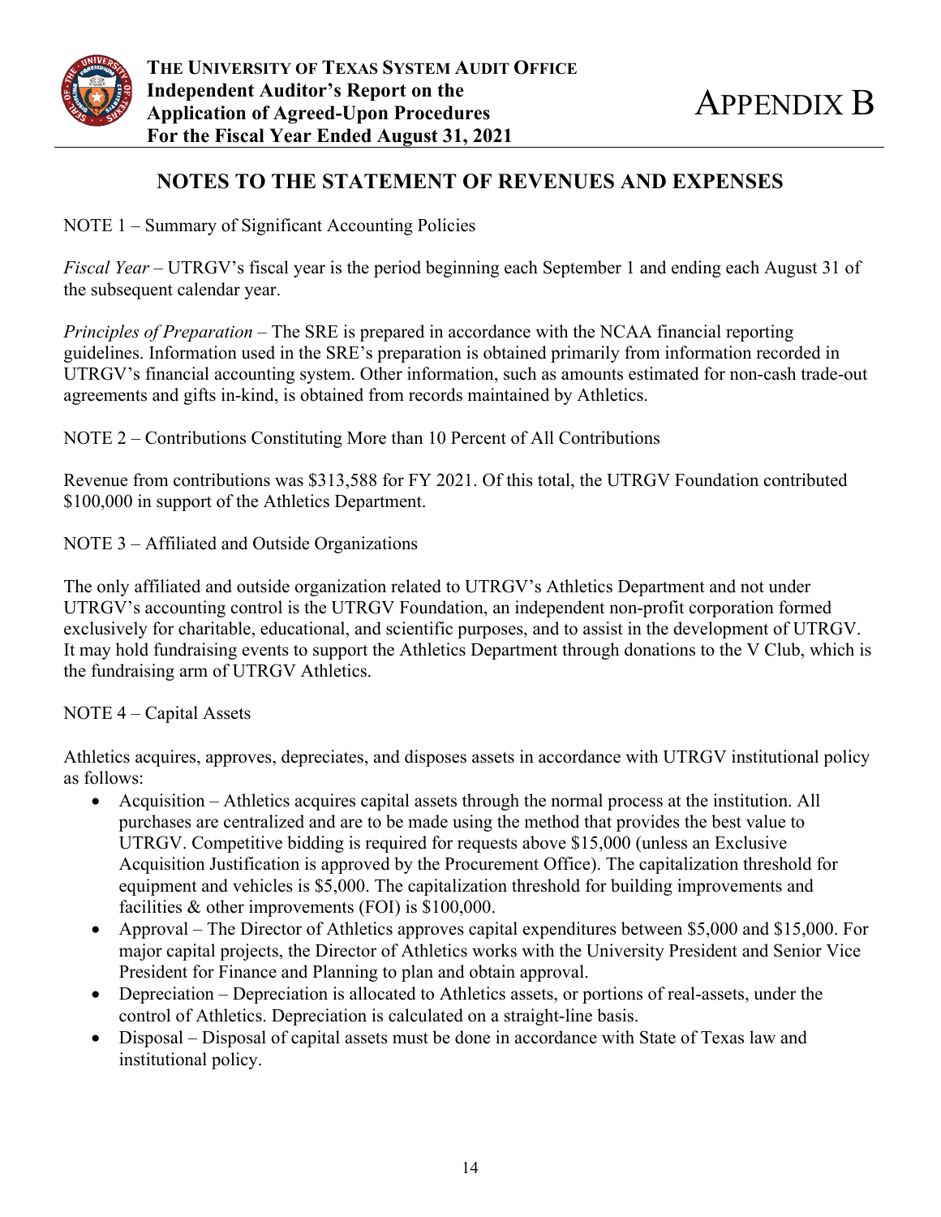# NOTES TO THE STATEMENT OF REVENUES AND EXPENSES

NOTE 1 – Summary of Significant Accounting Policies

*Fiscal Year* – UTRGV's fiscal year is the period beginning each September 1 and ending each August 31 of the subsequent calendar year.

*Principles of Preparation* – The SRE is prepared in accordance with the NCAA financial reporting guidelines. Information used in the SRE's preparation is obtained primarily from information recorded in UTRGV's financial accounting system. Other information, such as amounts estimated for non-cash trade-out agreements and gifts in-kind, is obtained from records maintained by Athletics.

NOTE 2 – Contributions Constituting More than 10 Percent of All Contributions

Revenue from contributions was $313,588 for FY 2021. Of this total, the UTRGV Foundation contributed $100,000 in support of the Athletics Department.

NOTE 3 – Affiliated and Outside Organizations

The only affiliated and outside organization related to UTRGV's Athletics Department and not under UTRGV's accounting control is the UTRGV Foundation, an independent non-profit corporation formed exclusively for charitable, educational, and scientific purposes, and to assist in the development of UTRGV. It may hold fundraising events to support the Athletics Department through donations to the V Club, which is the fundraising arm of UTRGV Athletics.

NOTE 4 – Capital Assets

Athletics acquires, approves, depreciates, and disposes assets in accordance with UTRGV institutional policy as follows:

- Acquisition – Athletics acquires capital assets through the normal process at the institution. All purchases are centralized and are to be made using the method that provides the best value to UTRGV. Competitive bidding is required for requests above $15,000 (unless an Exclusive Acquisition Justification is approved by the Procurement Office). The capitalization threshold for equipment and vehicles is $5,000. The capitalization threshold for building improvements and facilities & other improvements (FOI) is $100,000.
- Approval – The Director of Athletics approves capital expenditures between $5,000 and $15,000. For major capital projects, the Director of Athletics works with the University President and Senior Vice President for Finance and Planning to plan and obtain approval.
- Depreciation – Depreciation is allocated to Athletics assets, or portions of real-assets, under the control of Athletics. Depreciation is calculated on a straight-line basis.
- Disposal – Disposal of capital assets must be done in accordance with State of Texas law and institutional policy.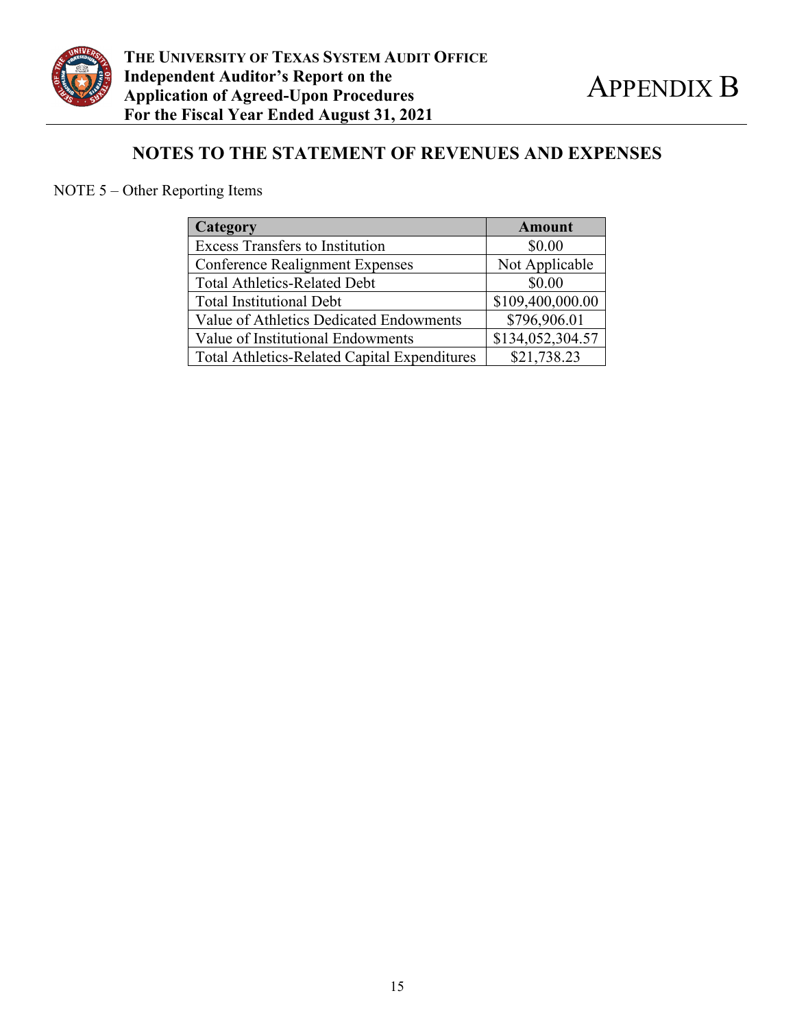# NOTES TO THE STATEMENT OF REVENUES AND EXPENSES

NOTE 5 – Other Reporting Items

| Category | Amount |
|---|---|
| Excess Transfers to Institution | $0.00 |
| Conference Realignment Expenses | Not Applicable |
| Total Athletics-Related Debt | $0.00 |
| Total Institutional Debt | $109,400,000.00 |
| Value of Athletics Dedicated Endowments | $796,906.01 |
| Value of Institutional Endowments | $134,052,304.57 |
| Total Athletics-Related Capital Expenditures | $21,738.23 |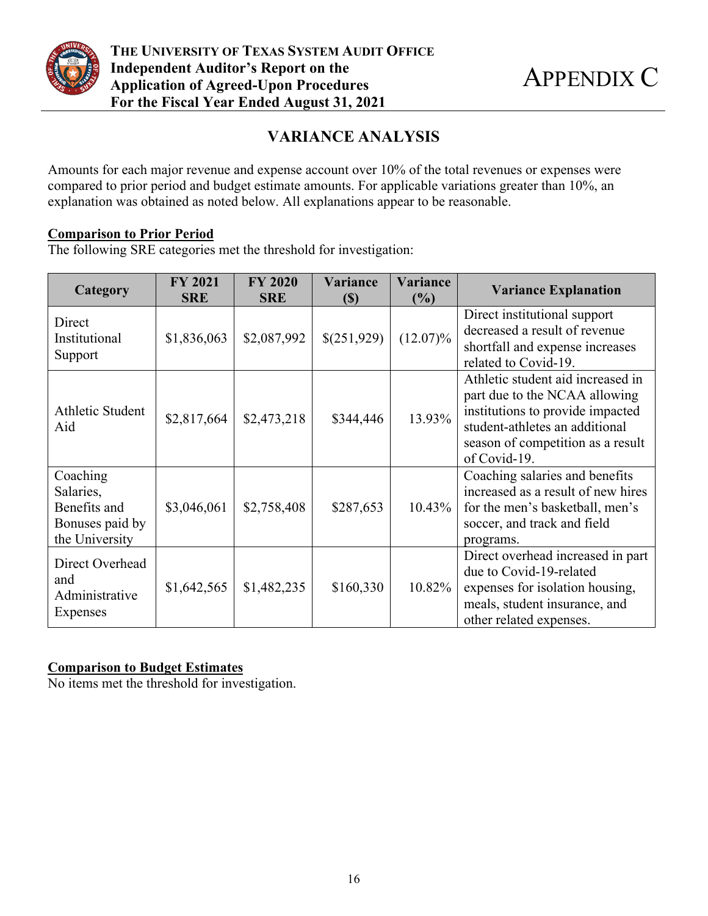# THE UNIVERSITY OF TEXAS SYSTEM AUDIT OFFICE
**Independent Auditor's Report on the Application of Agreed-Upon Procedures For the Fiscal Year Ended August 31, 2021**

APPENDIX C

## VARIANCE ANALYSIS

Amounts for each major revenue and expense account over 10% of the total revenues or expenses were compared to prior period and budget estimate amounts. For applicable variations greater than 10%, an explanation was obtained as noted below. All explanations appear to be reasonable.

**Comparison to Prior Period**

The following SRE categories met the threshold for investigation:

| Category | FY 2021 SRE | FY 2020 SRE | Variance ($) | Variance (%) | Variance Explanation |
|---|---|---|---|---|---|
| Direct Institutional Support | $1,836,063 | $2,087,992 | $(251,929) | (12.07)% | Direct institutional support decreased a result of revenue shortfall and expense increases related to Covid-19. |
| Athletic Student Aid | $2,817,664 | $2,473,218 | $344,446 | 13.93% | Athletic student aid increased in part due to the NCAA allowing institutions to provide impacted student-athletes an additional season of competition as a result of Covid-19. |
| Coaching Salaries, Benefits and Bonuses paid by the University | $3,046,061 | $2,758,408 | $287,653 | 10.43% | Coaching salaries and benefits increased as a result of new hires for the men's basketball, men's soccer, and track and field programs. |
| Direct Overhead and Administrative Expenses | $1,642,565 | $1,482,235 | $160,330 | 10.82% | Direct overhead increased in part due to Covid-19-related expenses for isolation housing, meals, student insurance, and other related expenses. |

**Comparison to Budget Estimates**

No items met the threshold for investigation.